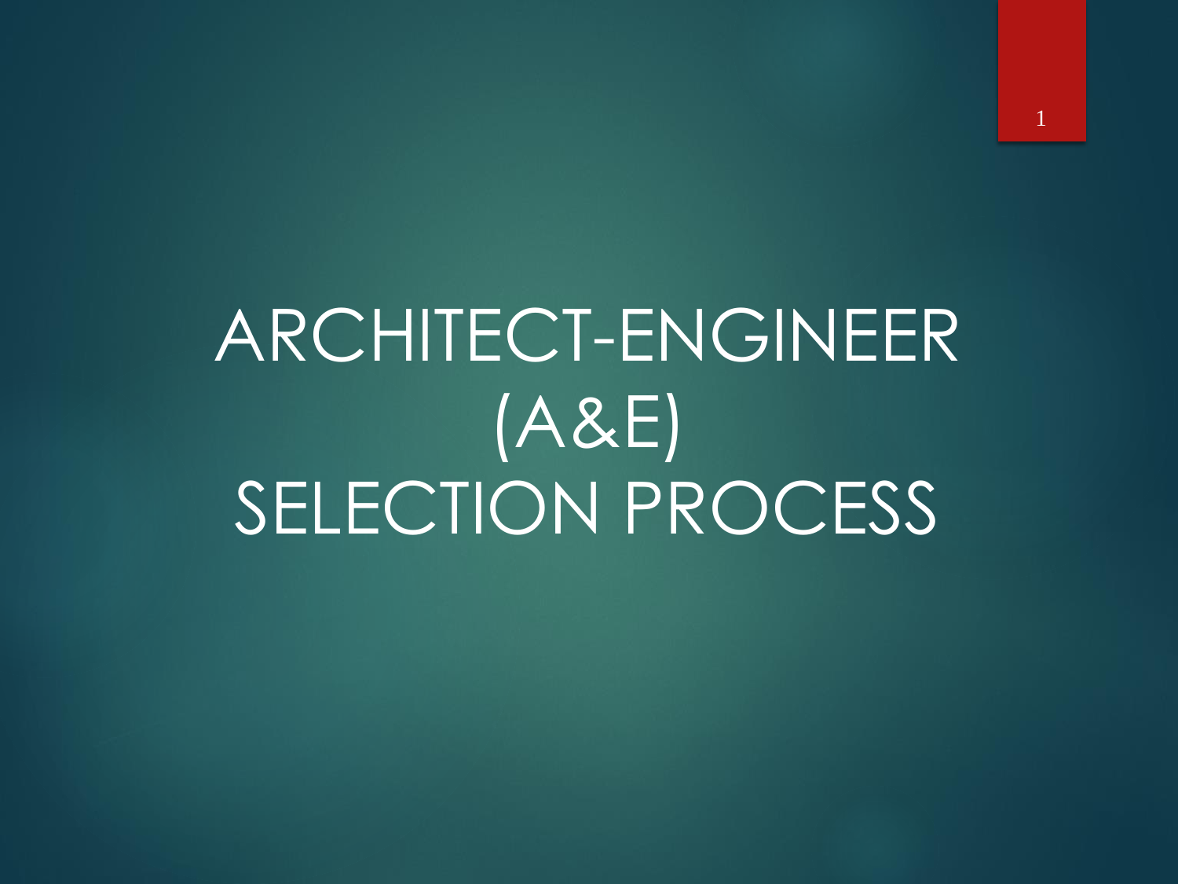# ARCHITECT-ENGINEER (A&E) SELECTION PROCESS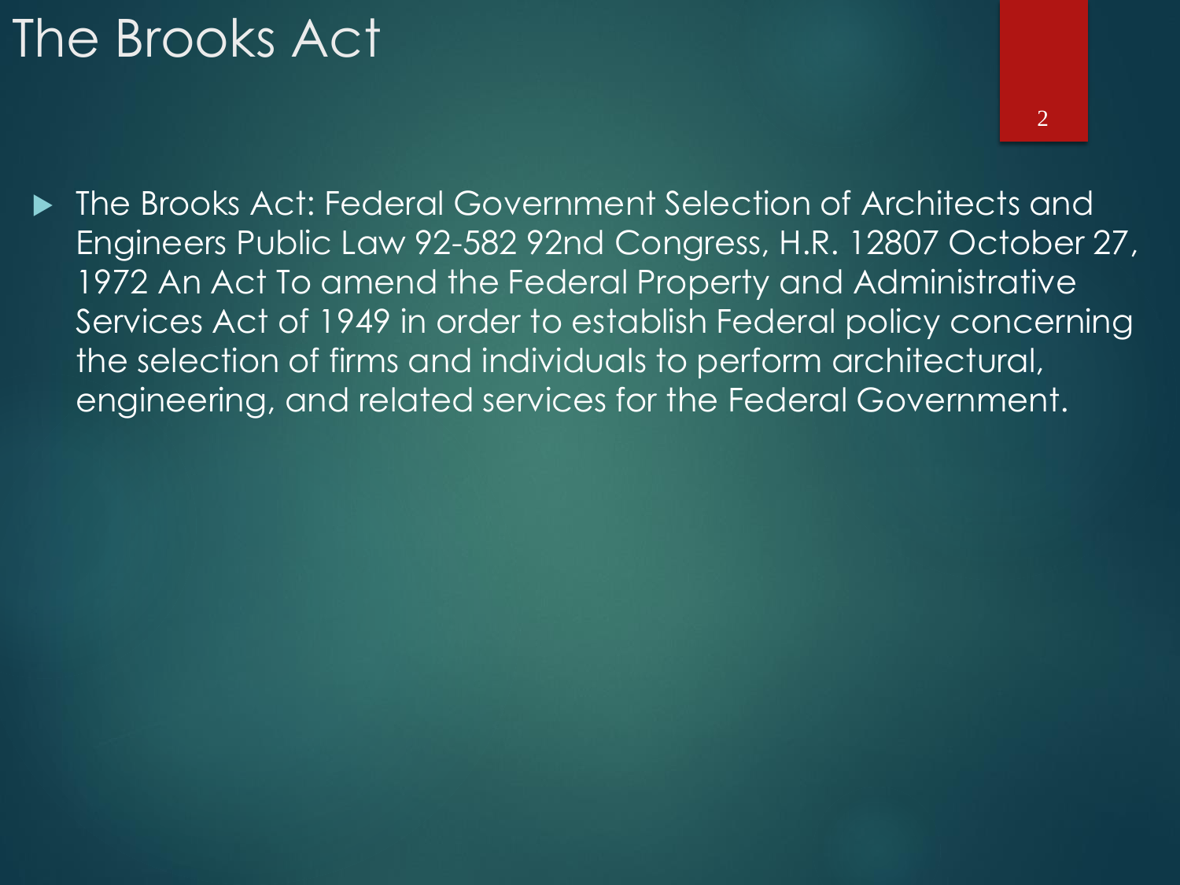# The Brooks Act

- The Brooks Act: Federal Government Selection of Architects and Engineers Public Law 92-582 92nd Congress, H.R. 12807 October 27, 1972 An Act To amend the Federal Property and Administrative Services Act of 1949 in order to establish Federal policy concerning the selection of firms and individuals to perform architectural, engineering, and related services for the Federal Government.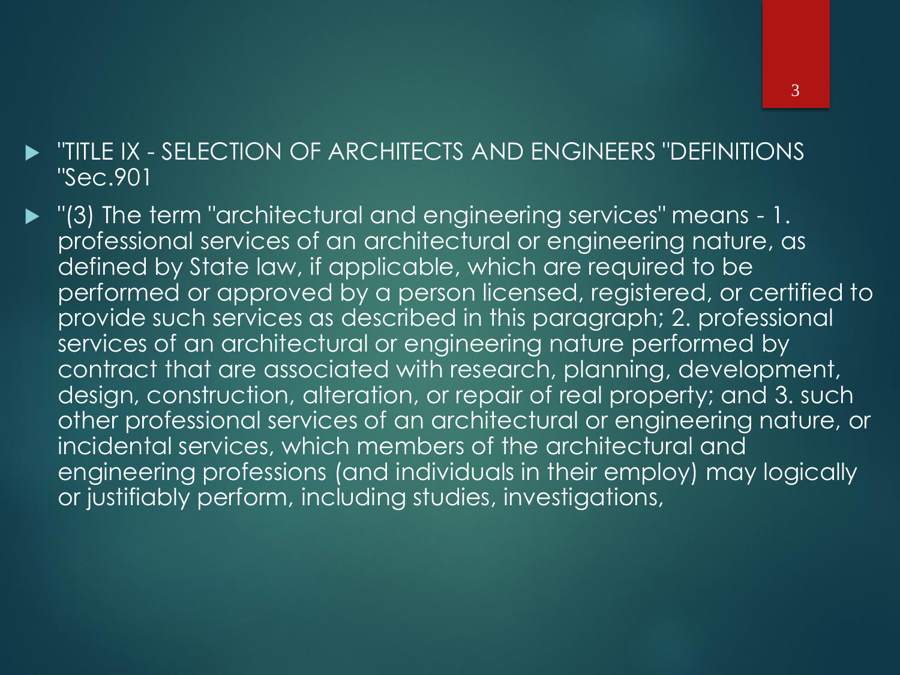- "TITLE IX - SELECTION OF ARCHITECTS AND ENGINEERS "DEFINITIONS "Sec.901
- "(3) The term "architectural and engineering services" means - 1. professional services of an architectural or engineering nature, as defined by State law, if applicable, which are required to be performed or approved by a person licensed, registered, or certified to provide such services as described in this paragraph; 2. professional services of an architectural or engineering nature performed by contract that are associated with research, planning, development, design, construction, alteration, or repair of real property; and 3. such other professional services of an architectural or engineering nature, or incidental services, which members of the architectural and engineering professions (and individuals in their employ) may logically or justifiably perform, including studies, investigations,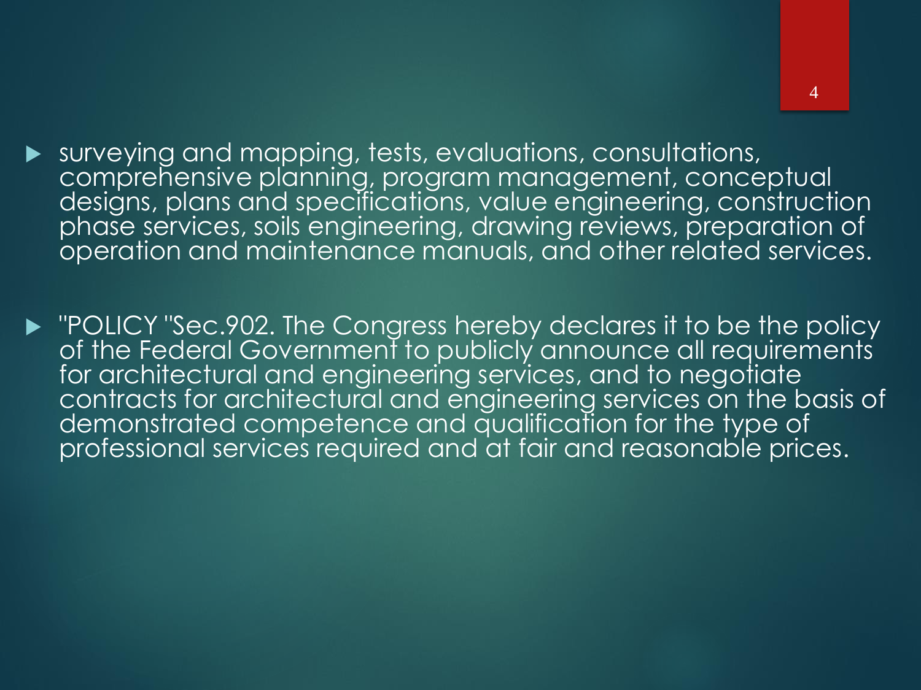- surveying and mapping, tests, evaluations, consultations, comprehensive planning, program management, conceptual designs, plans and specifications, value engineering, construction phase services, soils engineering, drawing reviews, preparation of operation and maintenance manuals, and other related services.

- "POLICY "Sec.902. The Congress hereby declares it to be the policy of the Federal Government to publicly announce all requirements for architectural and engineering services, and to negotiate contracts for architectural and engineering services on the basis of demonstrated competence and qualification for the type of professional services required and at fair and reasonable prices.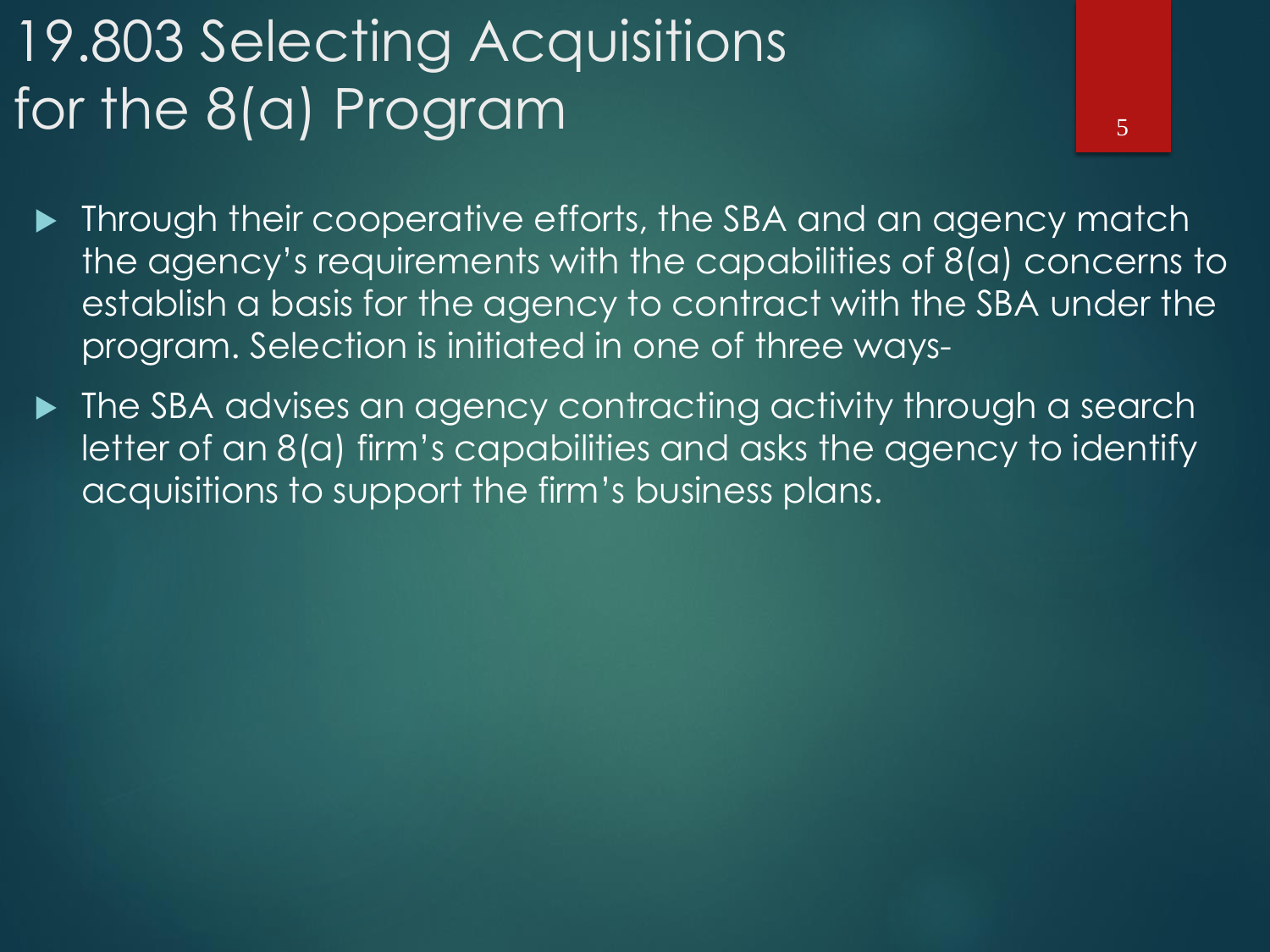# 19.803 Selecting Acquisitions for the 8(a) Program

- Through their cooperative efforts, the SBA and an agency match the agency's requirements with the capabilities of 8(a) concerns to establish a basis for the agency to contract with the SBA under the program. Selection is initiated in one of three ways-
- The SBA advises an agency contracting activity through a search letter of an 8(a) firm's capabilities and asks the agency to identify acquisitions to support the firm's business plans.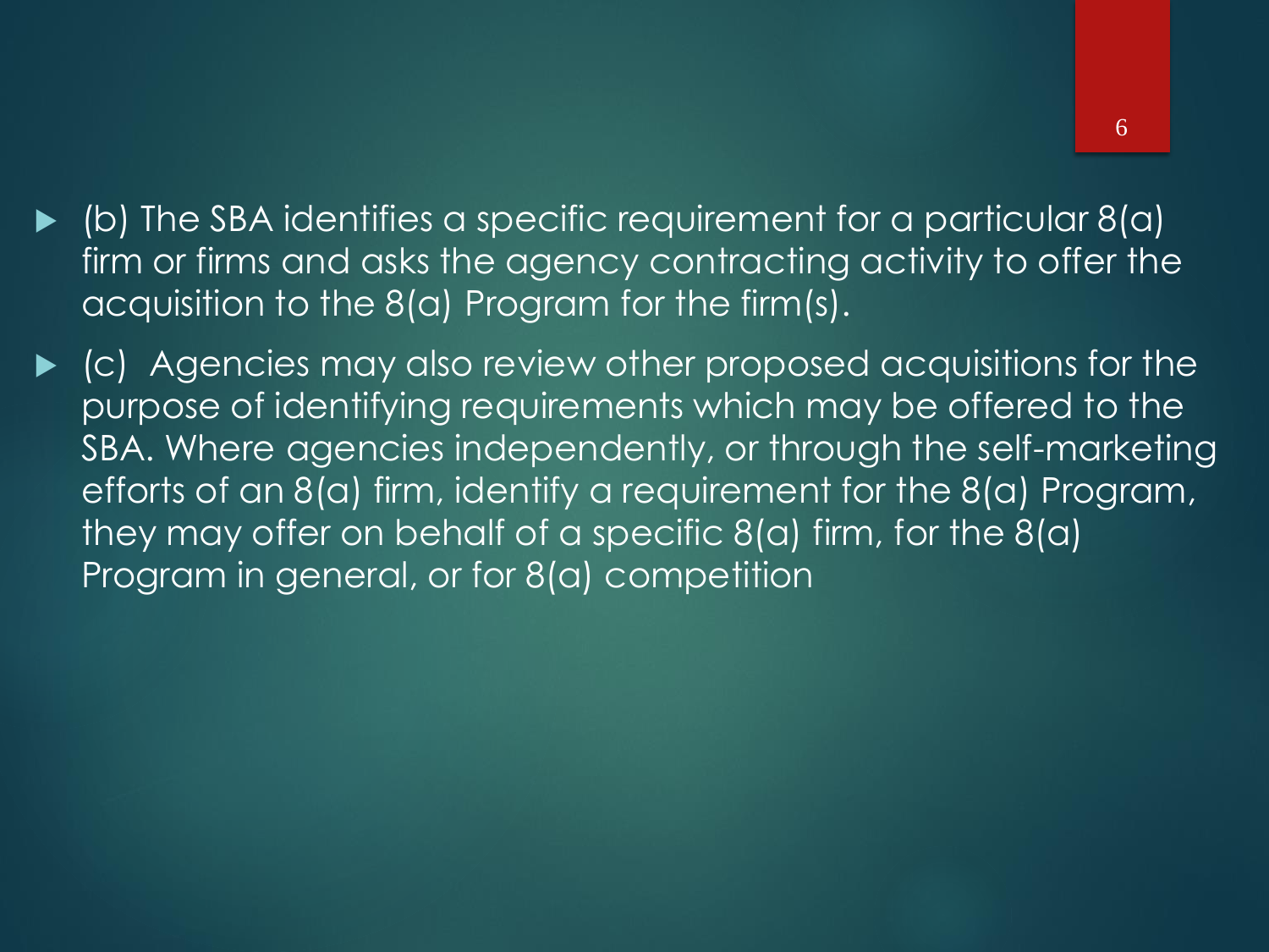- (b) The SBA identifies a specific requirement for a particular 8(a) firm or firms and asks the agency contracting activity to offer the acquisition to the 8(a) Program for the firm(s).
- (c) Agencies may also review other proposed acquisitions for the purpose of identifying requirements which may be offered to the SBA. Where agencies independently, or through the self-marketing efforts of an 8(a) firm, identify a requirement for the 8(a) Program, they may offer on behalf of a specific 8(a) firm, for the 8(a) Program in general, or for 8(a) competition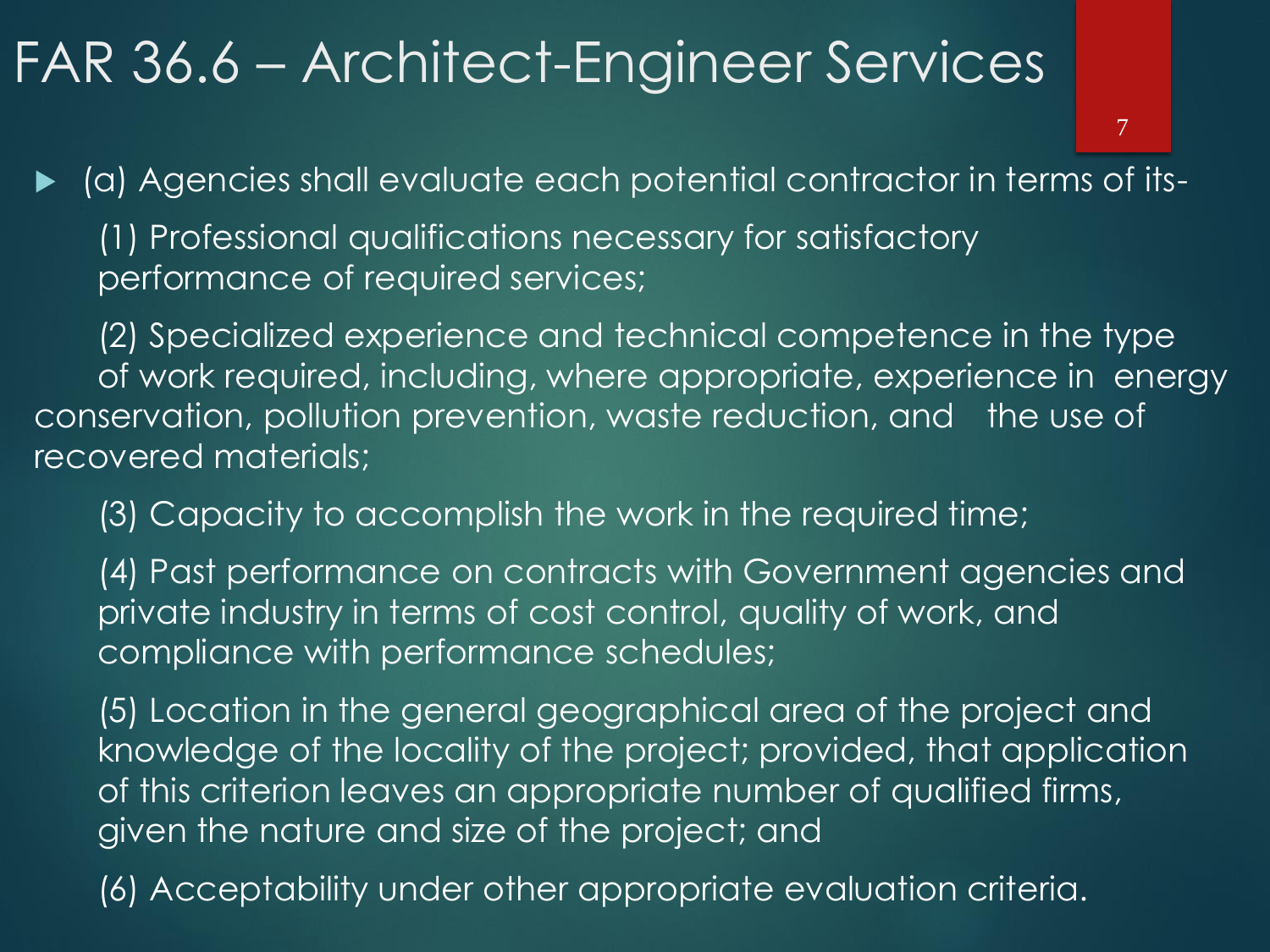# FAR 36.6 – Architect-Engineer Services

- (a) Agencies shall evaluate each potential contractor in terms of its-

  (1) Professional qualifications necessary for satisfactory performance of required services;

  (2) Specialized experience and technical competence in the type of work required, including, where appropriate, experience in energy conservation, pollution prevention, waste reduction, and the use of recovered materials;

  (3) Capacity to accomplish the work in the required time;

  (4) Past performance on contracts with Government agencies and private industry in terms of cost control, quality of work, and compliance with performance schedules;

  (5) Location in the general geographical area of the project and knowledge of the locality of the project; provided, that application of this criterion leaves an appropriate number of qualified firms, given the nature and size of the project; and

  (6) Acceptability under other appropriate evaluation criteria.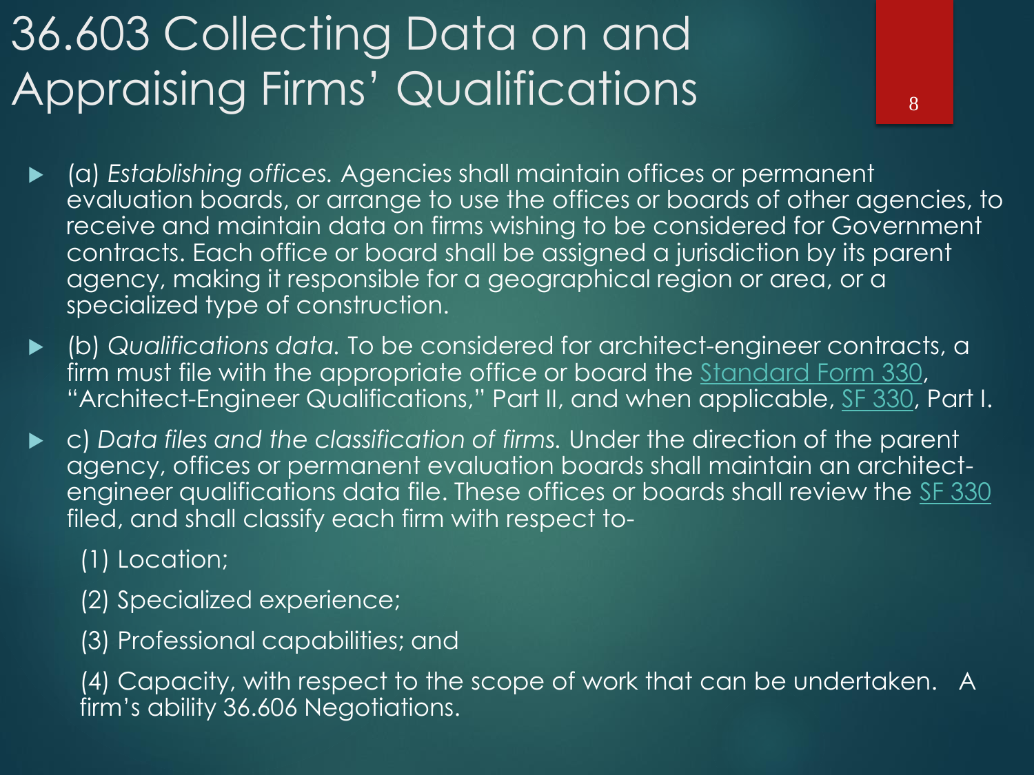# 36.603 Collecting Data on and Appraising Firms' Qualifications

- (a) *Establishing offices.* Agencies shall maintain offices or permanent evaluation boards, or arrange to use the offices or boards of other agencies, to receive and maintain data on firms wishing to be considered for Government contracts. Each office or board shall be assigned a jurisdiction by its parent agency, making it responsible for a geographical region or area, or a specialized type of construction.
- (b) *Qualifications data.* To be considered for architect-engineer contracts, a firm must file with the appropriate office or board the Standard Form 330, "Architect-Engineer Qualifications," Part II, and when applicable, SF 330, Part I.
- c) *Data files and the classification of firms.* Under the direction of the parent agency, offices or permanent evaluation boards shall maintain an architect-engineer qualifications data file. These offices or boards shall review the SF 330 filed, and shall classify each firm with respect to-

  (1) Location;

  (2) Specialized experience;

  (3) Professional capabilities; and

  (4) Capacity, with respect to the scope of work that can be undertaken. A firm's ability 36.606 Negotiations.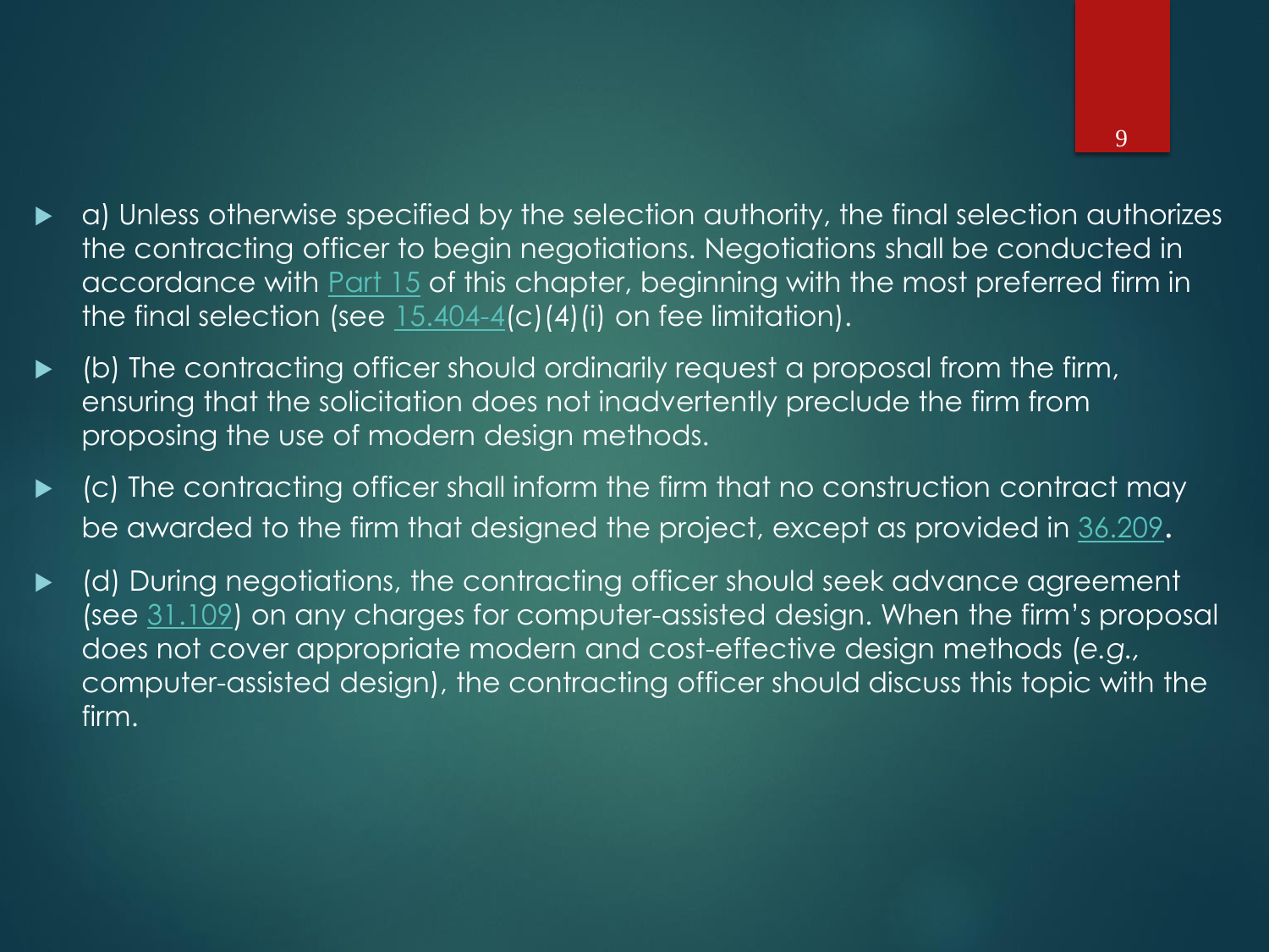- a) Unless otherwise specified by the selection authority, the final selection authorizes the contracting officer to begin negotiations. Negotiations shall be conducted in accordance with Part 15 of this chapter, beginning with the most preferred firm in the final selection (see 15.404-4(c)(4)(i) on fee limitation).
- (b) The contracting officer should ordinarily request a proposal from the firm, ensuring that the solicitation does not inadvertently preclude the firm from proposing the use of modern design methods.
- (c) The contracting officer shall inform the firm that no construction contract may be awarded to the firm that designed the project, except as provided in 36.209.
- (d) During negotiations, the contracting officer should seek advance agreement (see 31.109) on any charges for computer-assisted design. When the firm's proposal does not cover appropriate modern and cost-effective design methods (*e.g.*, computer-assisted design), the contracting officer should discuss this topic with the firm.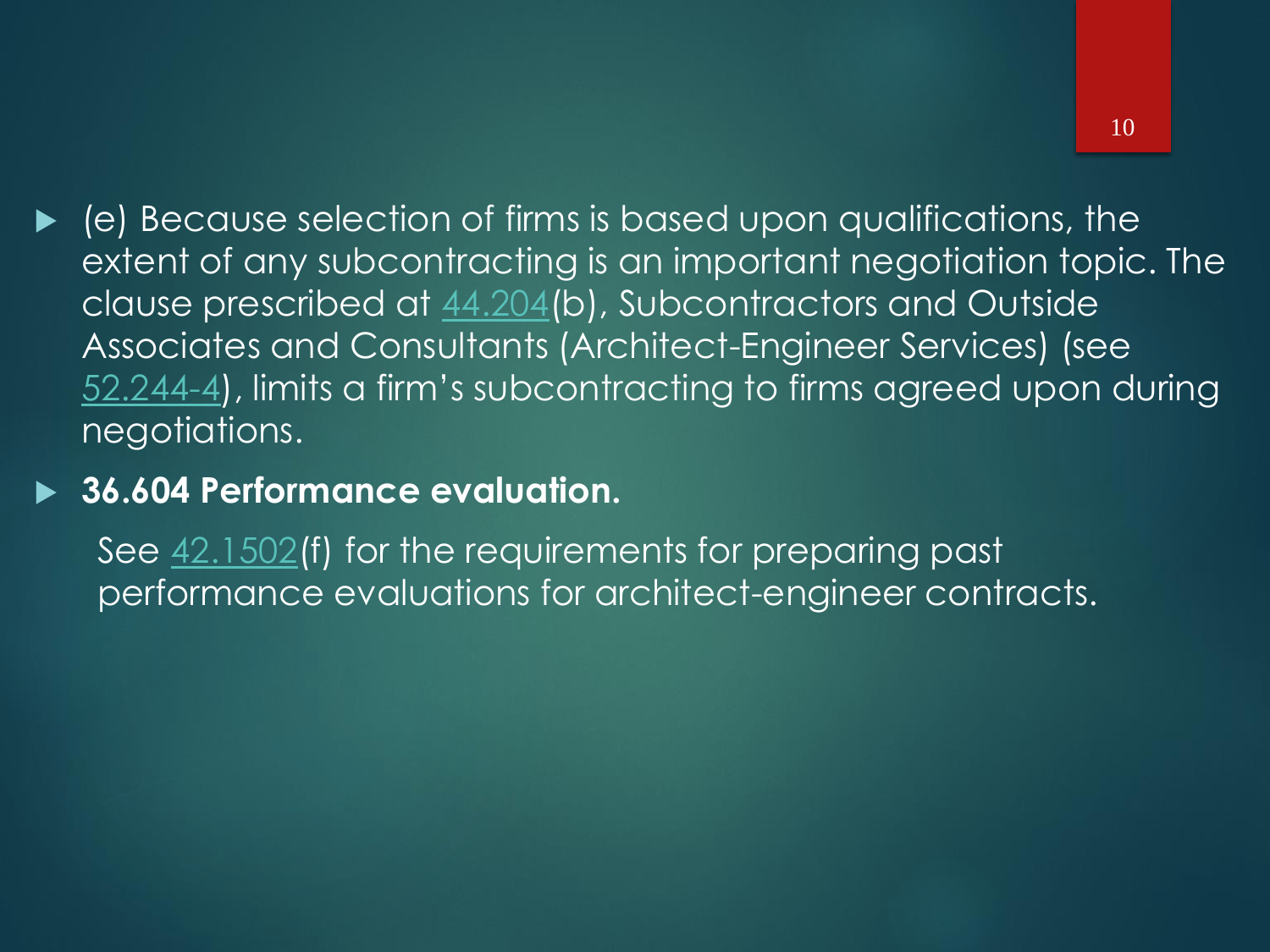- (e) Because selection of firms is based upon qualifications, the extent of any subcontracting is an important negotiation topic. The clause prescribed at 44.204(b), Subcontractors and Outside Associates and Consultants (Architect-Engineer Services) (see 52.244-4), limits a firm's subcontracting to firms agreed upon during negotiations.
- **36.604 Performance evaluation.**

  See 42.1502(f) for the requirements for preparing past performance evaluations for architect-engineer contracts.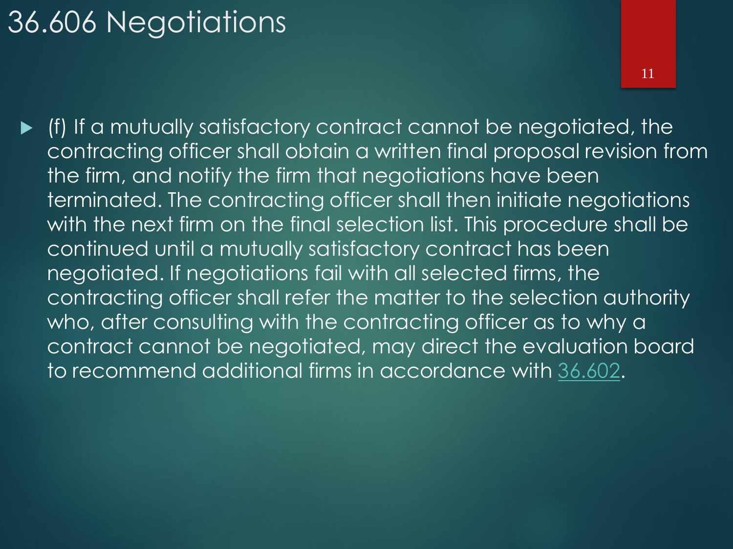# 36.606 Negotiations

- (f) If a mutually satisfactory contract cannot be negotiated, the contracting officer shall obtain a written final proposal revision from the firm, and notify the firm that negotiations have been terminated. The contracting officer shall then initiate negotiations with the next firm on the final selection list. This procedure shall be continued until a mutually satisfactory contract has been negotiated. If negotiations fail with all selected firms, the contracting officer shall refer the matter to the selection authority who, after consulting with the contracting officer as to why a contract cannot be negotiated, may direct the evaluation board to recommend additional firms in accordance with 36.602.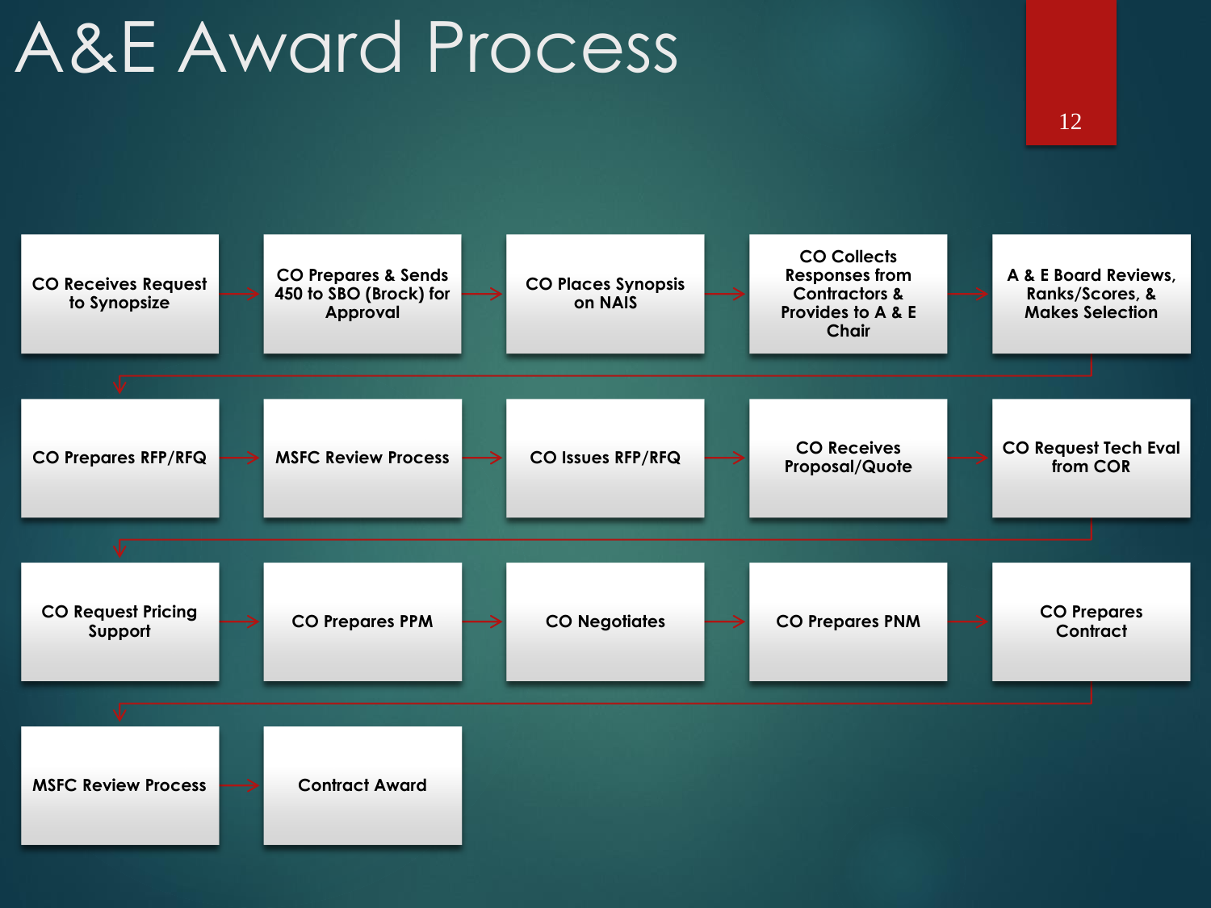# A&E Award Process

1. CO Receives Request to Synopsize
2. CO Prepares & Sends 450 to SBO (Brock) for Approval
3. CO Places Synopsis on NAIS
4. CO Collects Responses from Contractors & Provides to A & E Chair
5. A & E Board Reviews, Ranks/Scores, & Makes Selection
6. CO Prepares RFP/RFQ
7. MSFC Review Process
8. CO Issues RFP/RFQ
9. CO Receives Proposal/Quote
10. CO Request Tech Eval from COR
11. CO Request Pricing Support
12. CO Prepares PPM
13. CO Negotiates
14. CO Prepares PNM
15. CO Prepares Contract
16. MSFC Review Process
17. Contract Award